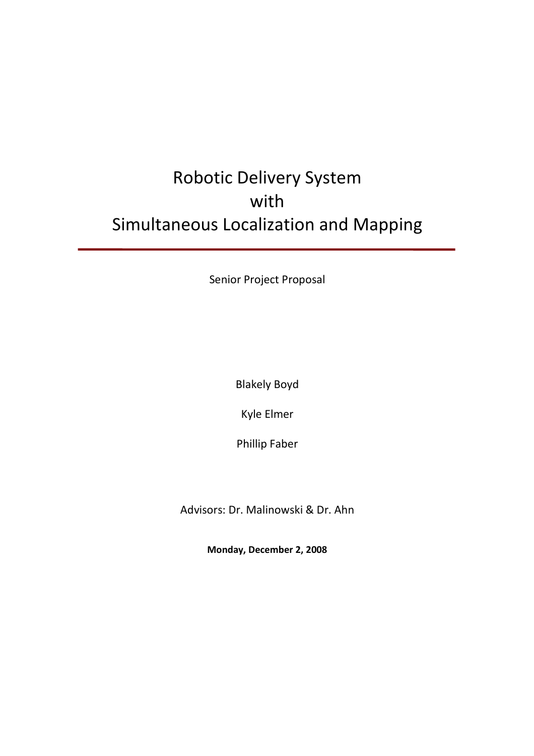# Robotic Delivery System with Simultaneous Localization and Mapping

---

Senior Project Proposal

Blakely Boyd

Kyle Elmer

Phillip Faber

Advisors: Dr. Malinowski & Dr. Ahn

**Monday, December 2, 2008**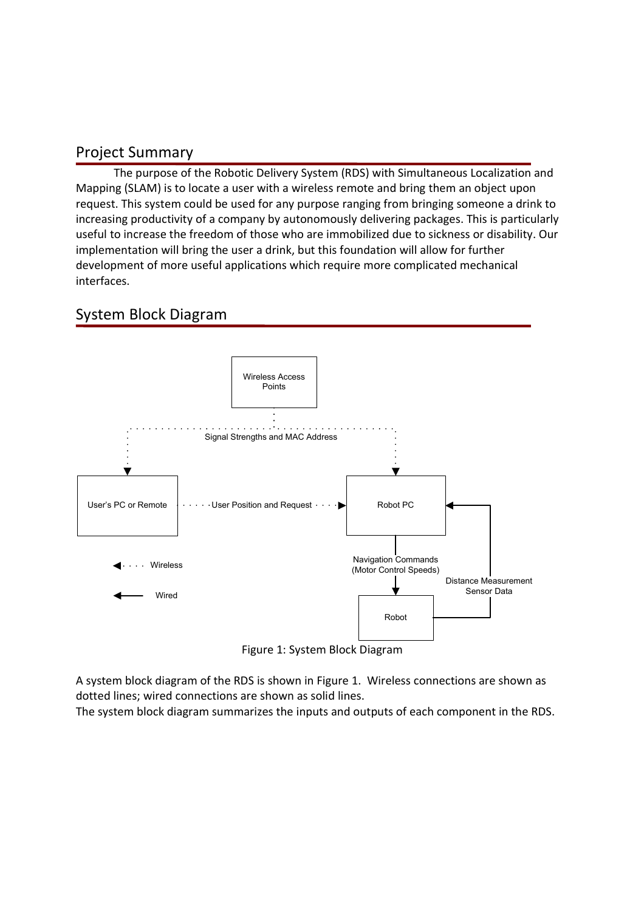## Project Summary

The purpose of the Robotic Delivery System (RDS) with Simultaneous Localization and Mapping (SLAM) is to locate a user with a wireless remote and bring them an object upon request. This system could be used for any purpose ranging from bringing someone a drink to increasing productivity of a company by autonomously delivering packages. This is particularly useful to increase the freedom of those who are immobilized due to sickness or disability. Our implementation will bring the user a drink, but this foundation will allow for further development of more useful applications which require more complicated mechanical interfaces.

## System Block Diagram

Wireless Access Points

Signal Strengths and MAC Address

User's PC or Remote

User Position and Request

Robot PC

Navigation Commands (Motor Control Speeds)

Distance Measurement Sensor Data

Robot

Wireless

Wired

Figure 1: System Block Diagram

A system block diagram of the RDS is shown in Figure 1. Wireless connections are shown as dotted lines; wired connections are shown as solid lines.
The system block diagram summarizes the inputs and outputs of each component in the RDS.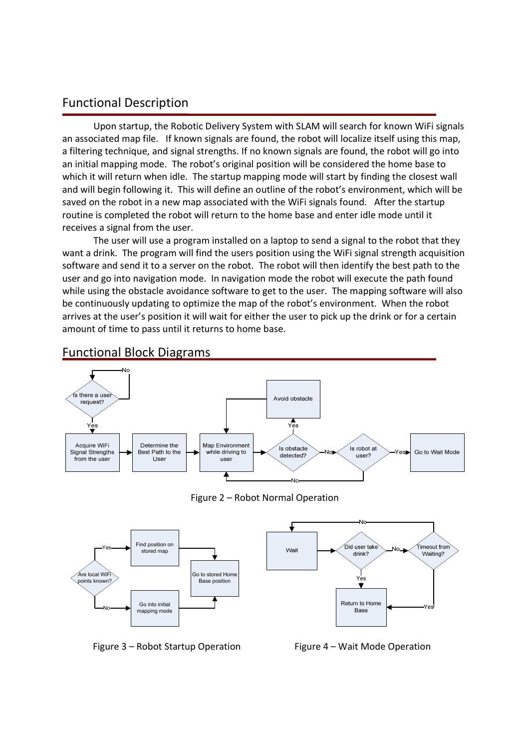## Functional Description

Upon startup, the Robotic Delivery System with SLAM will search for known WiFi signals an associated map file. If known signals are found, the robot will localize itself using this map, a filtering technique, and signal strengths. If no known signals are found, the robot will go into an initial mapping mode. The robot's original position will be considered the home base to which it will return when idle. The startup mapping mode will start by finding the closest wall and will begin following it. This will define an outline of the robot's environment, which will be saved on the robot in a new map associated with the WiFi signals found. After the startup routine is completed the robot will return to the home base and enter idle mode until it receives a signal from the user.

The user will use a program installed on a laptop to send a signal to the robot that they want a drink. The program will find the users position using the WiFi signal strength acquisition software and send it to a server on the robot. The robot will then identify the best path to the user and go into navigation mode. In navigation mode the robot will execute the path found while using the obstacle avoidance software to get to the user. The mapping software will also be continuously updating to optimize the map of the robot's environment. When the robot arrives at the user's position it will wait for either the user to pick up the drink or for a certain amount of time to pass until it returns to home base.

## Functional Block Diagrams

Figure 2 – Robot Normal Operation

Figure 3 – Robot Startup Operation

Figure 4 – Wait Mode Operation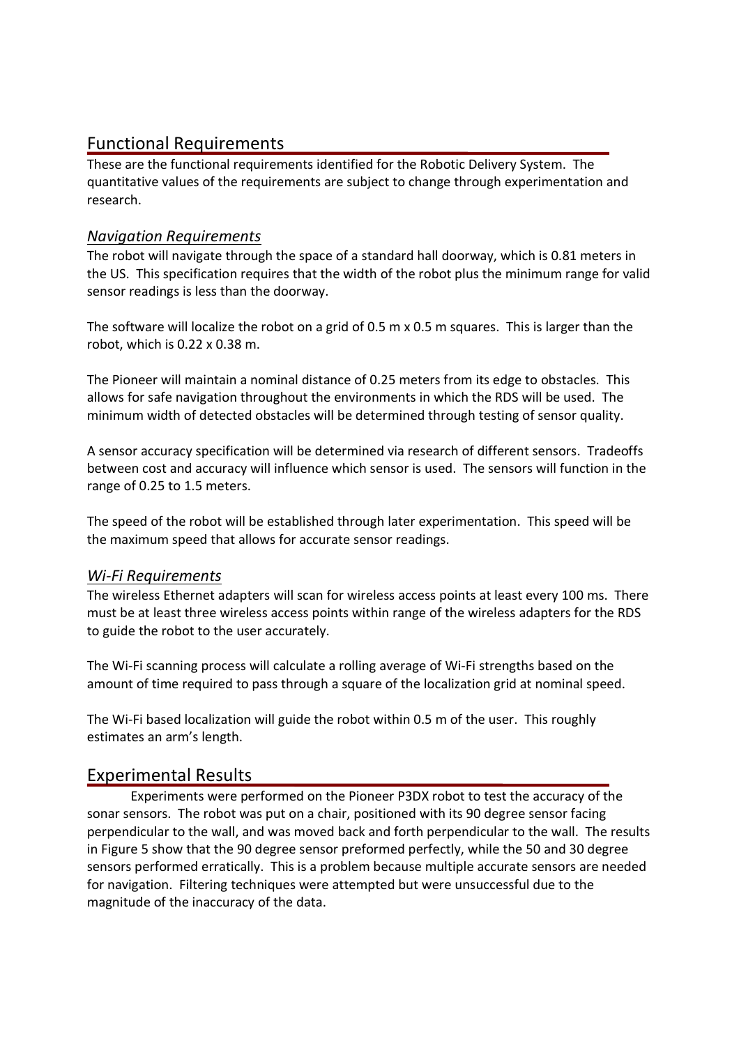## Functional Requirements

These are the functional requirements identified for the Robotic Delivery System. The quantitative values of the requirements are subject to change through experimentation and research.

### *Navigation Requirements*

The robot will navigate through the space of a standard hall doorway, which is 0.81 meters in the US. This specification requires that the width of the robot plus the minimum range for valid sensor readings is less than the doorway.

The software will localize the robot on a grid of 0.5 m x 0.5 m squares. This is larger than the robot, which is 0.22 x 0.38 m.

The Pioneer will maintain a nominal distance of 0.25 meters from its edge to obstacles. This allows for safe navigation throughout the environments in which the RDS will be used. The minimum width of detected obstacles will be determined through testing of sensor quality.

A sensor accuracy specification will be determined via research of different sensors. Tradeoffs between cost and accuracy will influence which sensor is used. The sensors will function in the range of 0.25 to 1.5 meters.

The speed of the robot will be established through later experimentation. This speed will be the maximum speed that allows for accurate sensor readings.

### *Wi-Fi Requirements*

The wireless Ethernet adapters will scan for wireless access points at least every 100 ms. There must be at least three wireless access points within range of the wireless adapters for the RDS to guide the robot to the user accurately.

The Wi-Fi scanning process will calculate a rolling average of Wi-Fi strengths based on the amount of time required to pass through a square of the localization grid at nominal speed.

The Wi-Fi based localization will guide the robot within 0.5 m of the user. This roughly estimates an arm's length.

## Experimental Results

Experiments were performed on the Pioneer P3DX robot to test the accuracy of the sonar sensors. The robot was put on a chair, positioned with its 90 degree sensor facing perpendicular to the wall, and was moved back and forth perpendicular to the wall. The results in Figure 5 show that the 90 degree sensor preformed perfectly, while the 50 and 30 degree sensors performed erratically. This is a problem because multiple accurate sensors are needed for navigation. Filtering techniques were attempted but were unsuccessful due to the magnitude of the inaccuracy of the data.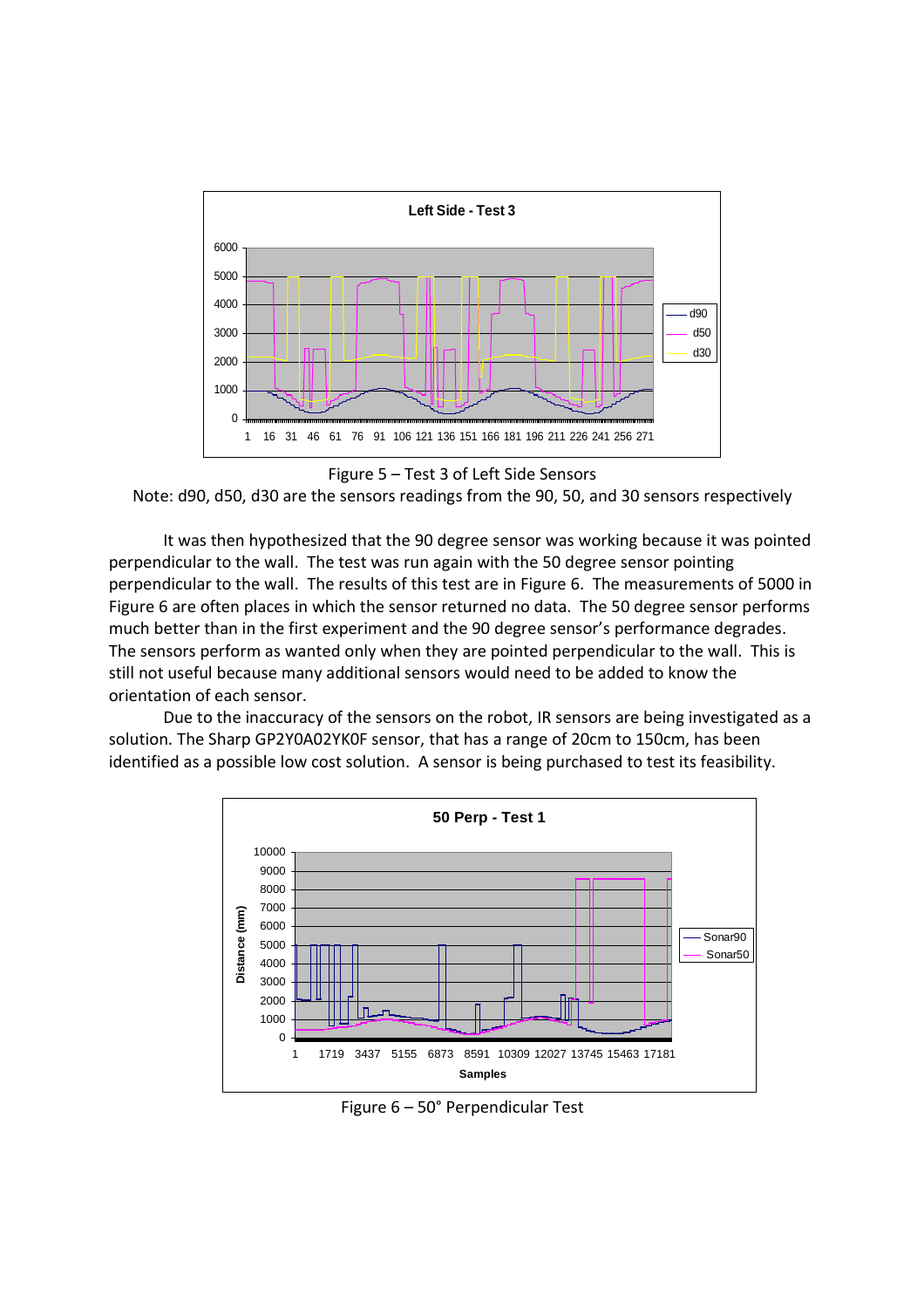Figure 5 – Test 3 of Left Side Sensors

Note: d90, d50, d30 are the sensors readings from the 90, 50, and 30 sensors respectively

It was then hypothesized that the 90 degree sensor was working because it was pointed perpendicular to the wall. The test was run again with the 50 degree sensor pointing perpendicular to the wall. The results of this test are in Figure 6. The measurements of 5000 in Figure 6 are often places in which the sensor returned no data. The 50 degree sensor performs much better than in the first experiment and the 90 degree sensor's performance degrades. The sensors perform as wanted only when they are pointed perpendicular to the wall. This is still not useful because many additional sensors would need to be added to know the orientation of each sensor.

Due to the inaccuracy of the sensors on the robot, IR sensors are being investigated as a solution. The Sharp GP2Y0A02YK0F sensor, that has a range of 20cm to 150cm, has been identified as a possible low cost solution. A sensor is being purchased to test its feasibility.

Figure 6 – 50° Perpendicular Test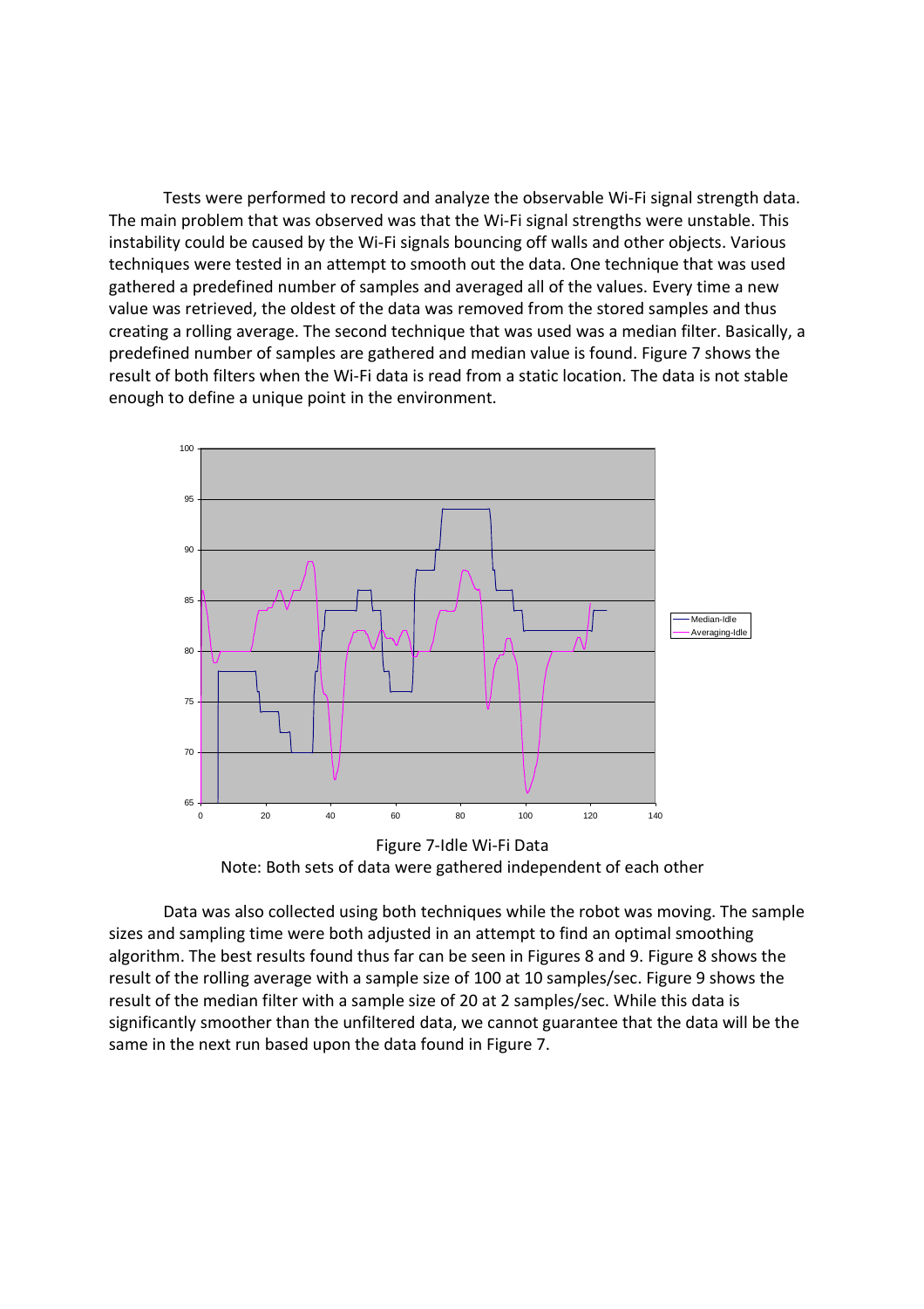Tests were performed to record and analyze the observable Wi-Fi signal strength data. The main problem that was observed was that the Wi-Fi signal strengths were unstable. This instability could be caused by the Wi-Fi signals bouncing off walls and other objects. Various techniques were tested in an attempt to smooth out the data. One technique that was used gathered a predefined number of samples and averaged all of the values. Every time a new value was retrieved, the oldest of the data was removed from the stored samples and thus creating a rolling average. The second technique that was used was a median filter. Basically, a predefined number of samples are gathered and median value is found. Figure 7 shows the result of both filters when the Wi-Fi data is read from a static location. The data is not stable enough to define a unique point in the environment.

Figure 7-Idle Wi-Fi Data

Note: Both sets of data were gathered independent of each other

Data was also collected using both techniques while the robot was moving. The sample sizes and sampling time were both adjusted in an attempt to find an optimal smoothing algorithm. The best results found thus far can be seen in Figures 8 and 9. Figure 8 shows the result of the rolling average with a sample size of 100 at 10 samples/sec. Figure 9 shows the result of the median filter with a sample size of 20 at 2 samples/sec. While this data is significantly smoother than the unfiltered data, we cannot guarantee that the data will be the same in the next run based upon the data found in Figure 7.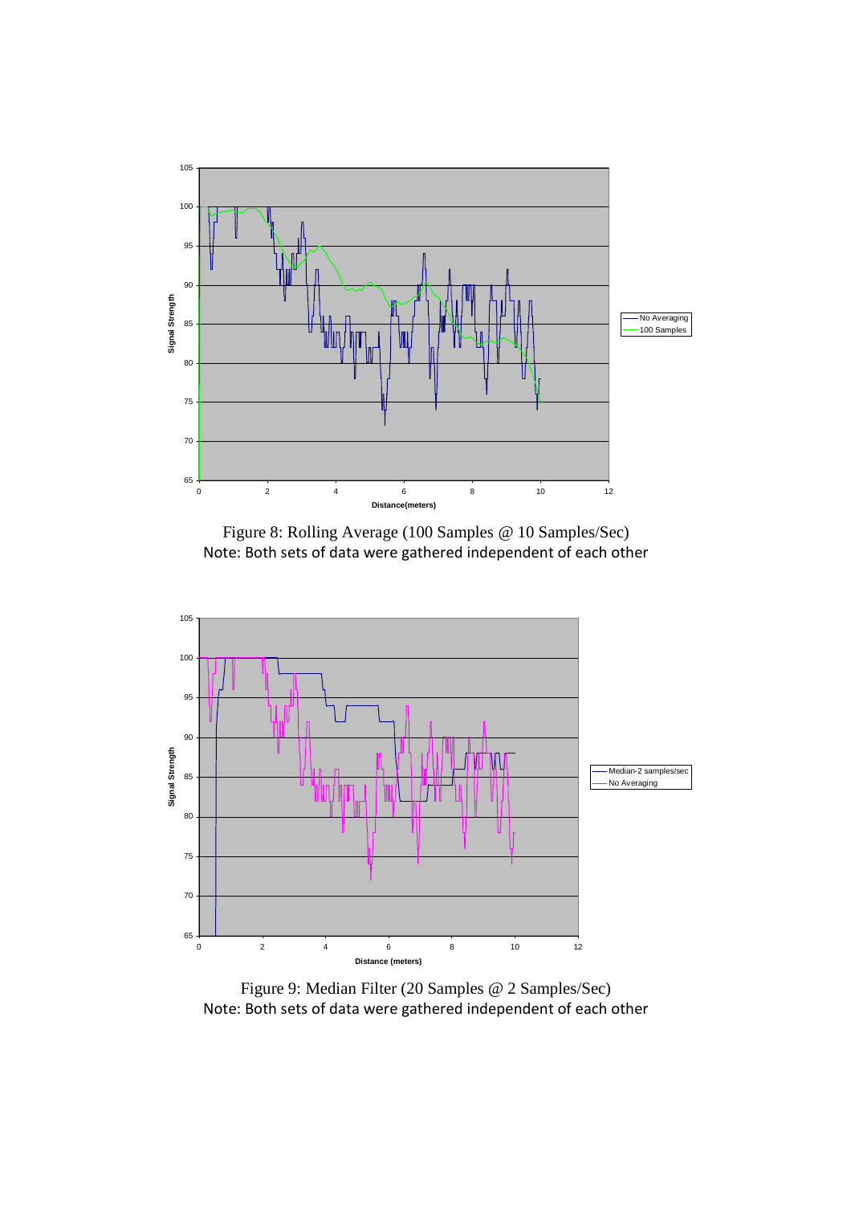Figure 8: Rolling Average (100 Samples @ 10 Samples/Sec)
Note: Both sets of data were gathered independent of each other

Figure 9: Median Filter (20 Samples @ 2 Samples/Sec)
Note: Both sets of data were gathered independent of each other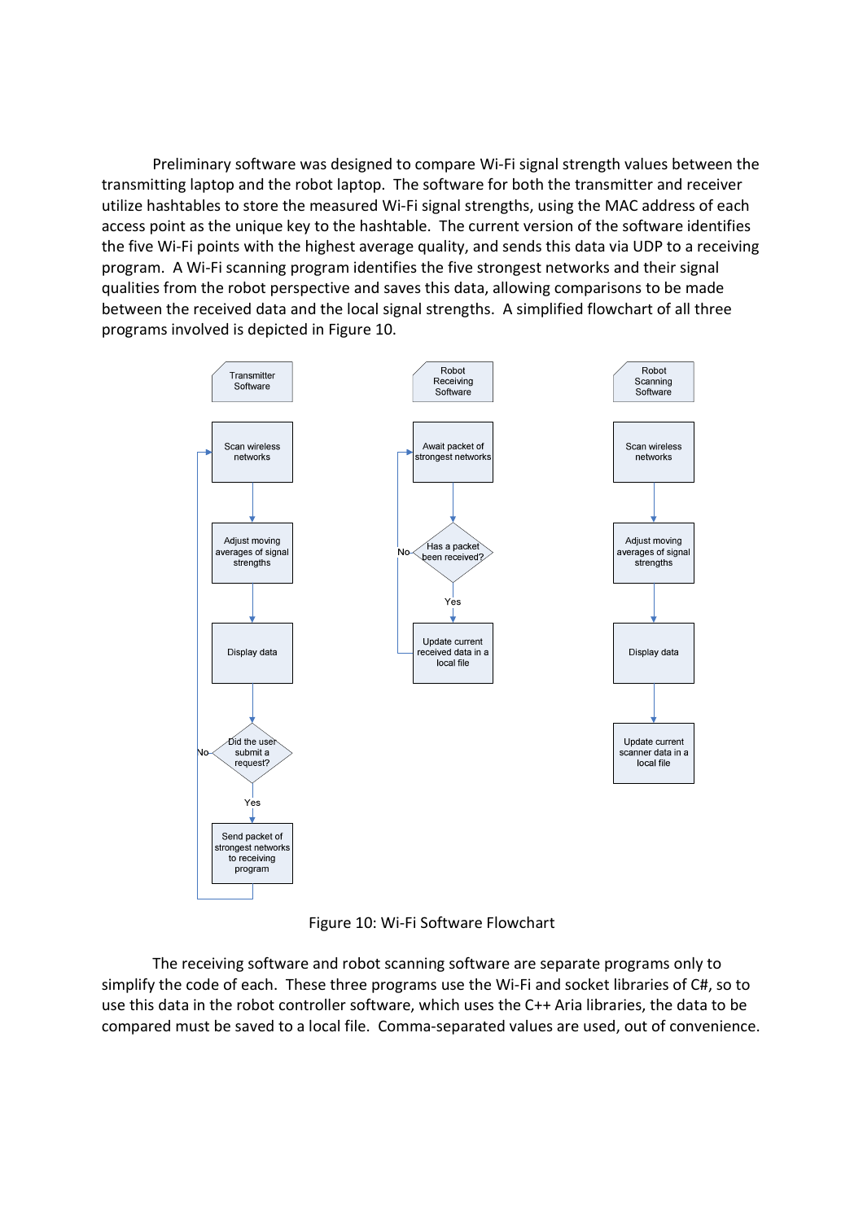Preliminary software was designed to compare Wi-Fi signal strength values between the transmitting laptop and the robot laptop. The software for both the transmitter and receiver utilize hashtables to store the measured Wi-Fi signal strengths, using the MAC address of each access point as the unique key to the hashtable. The current version of the software identifies the five Wi-Fi points with the highest average quality, and sends this data via UDP to a receiving program. A Wi-Fi scanning program identifies the five strongest networks and their signal qualities from the robot perspective and saves this data, allowing comparisons to be made between the received data and the local signal strengths. A simplified flowchart of all three programs involved is depicted in Figure 10.

Figure 10: Wi-Fi Software Flowchart

The receiving software and robot scanning software are separate programs only to simplify the code of each. These three programs use the Wi-Fi and socket libraries of C#, so to use this data in the robot controller software, which uses the C++ Aria libraries, the data to be compared must be saved to a local file. Comma-separated values are used, out of convenience.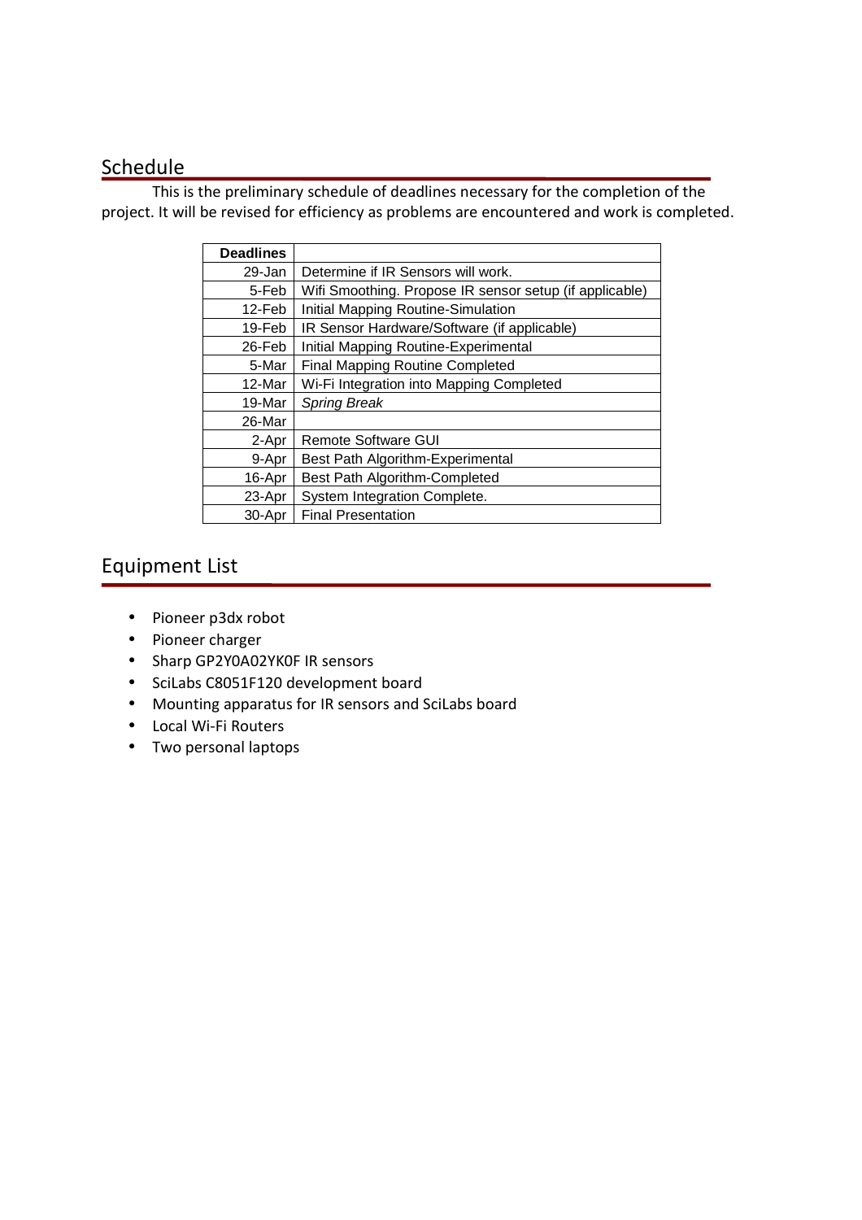## Schedule

This is the preliminary schedule of deadlines necessary for the completion of the project. It will be revised for efficiency as problems are encountered and work is completed.

| **Deadlines** | |
|---|---|
| 29-Jan | Determine if IR Sensors will work. |
| 5-Feb | Wifi Smoothing. Propose IR sensor setup (if applicable) |
| 12-Feb | Initial Mapping Routine-Simulation |
| 19-Feb | IR Sensor Hardware/Software (if applicable) |
| 26-Feb | Initial Mapping Routine-Experimental |
| 5-Mar | Final Mapping Routine Completed |
| 12-Mar | Wi-Fi Integration into Mapping Completed |
| 19-Mar | *Spring Break* |
| 26-Mar | |
| 2-Apr | Remote Software GUI |
| 9-Apr | Best Path Algorithm-Experimental |
| 16-Apr | Best Path Algorithm-Completed |
| 23-Apr | System Integration Complete. |
| 30-Apr | Final Presentation |

## Equipment List

- Pioneer p3dx robot
- Pioneer charger
- Sharp GP2Y0A02YK0F IR sensors
- SciLabs C8051F120 development board
- Mounting apparatus for IR sensors and SciLabs board
- Local Wi-Fi Routers
- Two personal laptops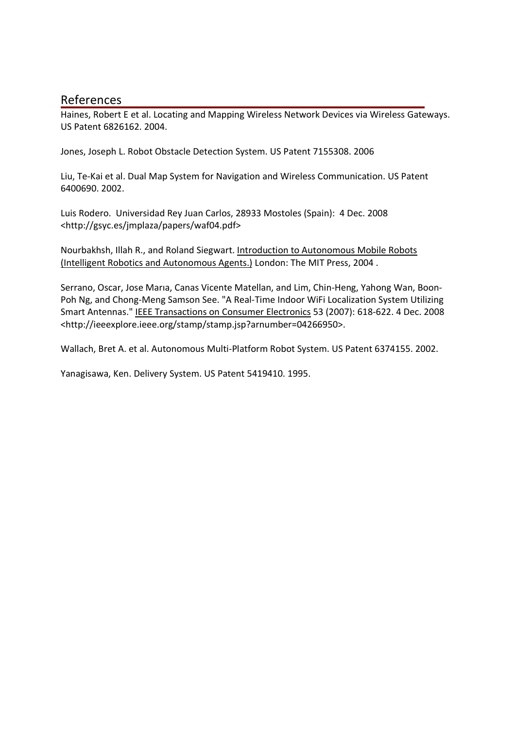## References

Haines, Robert E et al. Locating and Mapping Wireless Network Devices via Wireless Gateways. US Patent 6826162. 2004.

Jones, Joseph L. Robot Obstacle Detection System. US Patent 7155308. 2006

Liu, Te-Kai et al. Dual Map System for Navigation and Wireless Communication. US Patent 6400690. 2002.

Luis Rodero. Universidad Rey Juan Carlos, 28933 Mostoles (Spain): 4 Dec. 2008 <http://gsyc.es/jmplaza/papers/waf04.pdf>

Nourbakhsh, Illah R., and Roland Siegwart. Introduction to Autonomous Mobile Robots (Intelligent Robotics and Autonomous Agents.) London: The MIT Press, 2004 .

Serrano, Oscar, Jose Marıa, Canas Vicente Matellan, and Lim, Chin-Heng, Yahong Wan, Boon-Poh Ng, and Chong-Meng Samson See. "A Real-Time Indoor WiFi Localization System Utilizing Smart Antennas." IEEE Transactions on Consumer Electronics 53 (2007): 618-622. 4 Dec. 2008 <http://ieeexplore.ieee.org/stamp/stamp.jsp?arnumber=04266950>.

Wallach, Bret A. et al. Autonomous Multi-Platform Robot System. US Patent 6374155. 2002.

Yanagisawa, Ken. Delivery System. US Patent 5419410. 1995.